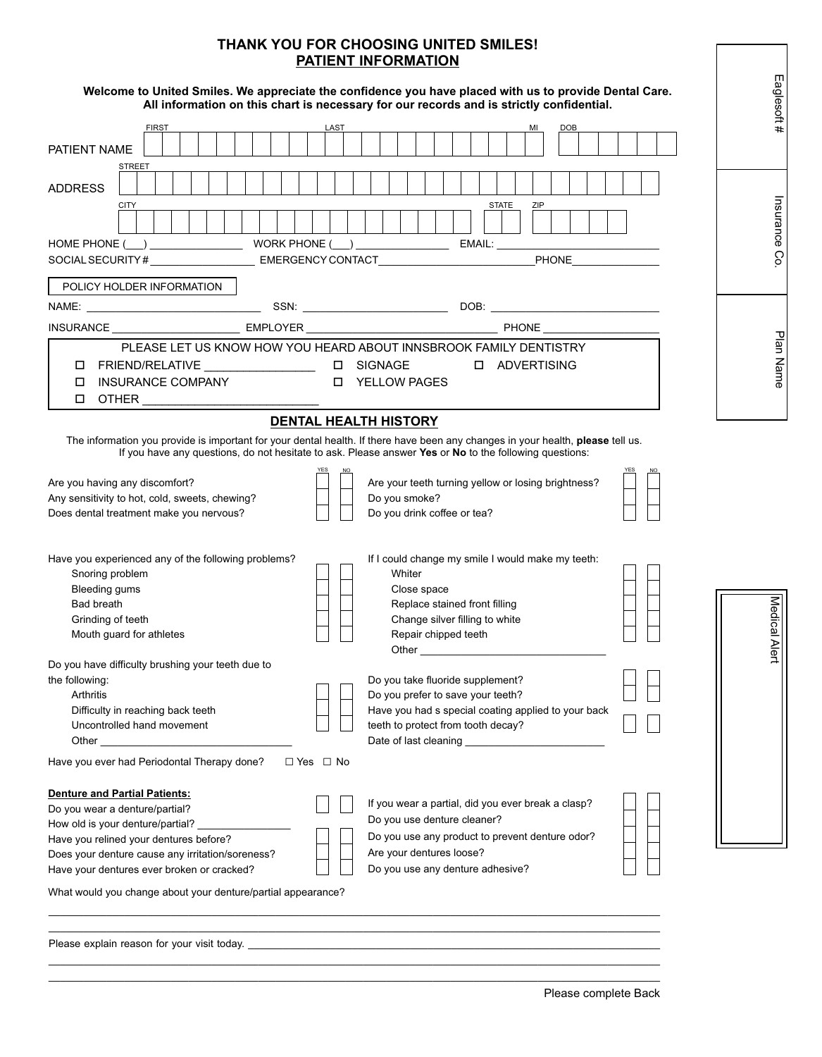# THANK YOU FOR CHOOSING UNITED SMILES!

## PATIENT INFORMATION

**Welcome to United Smiles. We appreciate the confidence you have placed with us to provide Dental Care. All information on this chart is strictly confidential and is necessary for our records.**

PATIENT NAME: FIRST ______ LAST ______ MI ___ DOB ______

ADDRESS: STREET ______

CITY ______ STATE ___ ZIP ______

HOME PHONE (___) ______ WORK PHONE (___) ______ EMAIL: ______

SOCIAL SECURITY # ______ EMERGENCY CONTACT ______ PHONE ______

**POLICY HOLDER INFORMATION**

NAME: ______ SSN: ______ DOB: ______

INSURANCE ______ EMPLOYER ______ PHONE ______

PLEASE LET US KNOW HOW YOU HEARD ABOUT INNSBROOK FAMILY DENTISTRY

- ☐ FRIEND/RELATIVE ______
- ☐ SIGNAGE
- ☐ ADVERTISING
- ☐ INSURANCE COMPANY
- ☐ YELLOW PAGES
- ☐ OTHER ______

Eaglesoft # ______

Insurance Co. ______

Plan Name ______

Medical Alert ______

## DENTAL HEALTH HISTORY

The information you provide is important for your dental health. If there have been any changes in your health, **please** tell us. If you have any questions, do not hesitate to ask. Please answer **Yes** or **No** to the following questions:

| Question | YES | NO |
|---|---|---|
| Are you having any discomfort? | ☐ | ☐ |
| Any sensitivity to hot, cold, sweets, chewing? | ☐ | ☐ |
| Does dental treatment make you nervous? | ☐ | ☐ |
| Are your teeth turning yellow or losing brightness? | ☐ | ☐ |
| Do you smoke? | ☐ | ☐ |
| Do you drink coffee or tea? | ☐ | ☐ |

| Have you experienced any of the following problems? | YES | NO |
|---|---|---|
| Snoring problem | ☐ | ☐ |
| Bleeding gums | ☐ | ☐ |
| Bad breath | ☐ | ☐ |
| Grinding of teeth | ☐ | ☐ |
| Mouth guard for athletes | ☐ | ☐ |

| If I could change my smile I would make my teeth: | YES | NO |
|---|---|---|
| Whiter | ☐ | ☐ |
| Close space | ☐ | ☐ |
| Replace stained front filling | ☐ | ☐ |
| Change silver filling to white | ☐ | ☐ |
| Repair chipped teeth | ☐ | ☐ |
| Other ______ | | |

| Do you have difficulty brushing your teeth due to the following: | YES | NO |
|---|---|---|
| Arthritis | ☐ | ☐ |
| Difficulty in reaching back teeth | ☐ | ☐ |
| Uncontrolled hand movement | ☐ | ☐ |
| Other ______ | | |

| Question | YES | NO |
|---|---|---|
| Do you take fluoride supplement? | ☐ | ☐ |
| Do you prefer to save your teeth? | ☐ | ☐ |
| Have you had s special coating applied to your back teeth to protect from tooth decay? | ☐ | ☐ |
| Date of last cleaning ______ | | |

Have you ever had Periodontal Therapy done? ☐ Yes ☐ No

**Denture and Partial Patients:**

| Question | YES | NO |
|---|---|---|
| Do you wear a denture/partial? | ☐ | ☐ |
| How old is your denture/partial? ______ | | |
| Have you relined your dentures before? | ☐ | ☐ |
| Does your denture cause any irritation/soreness? | ☐ | ☐ |
| Have your dentures ever broken or cracked? | ☐ | ☐ |
| If you wear a partial, did you ever break a clasp? | ☐ | ☐ |
| Do you use denture cleaner? | ☐ | ☐ |
| Do you use any product to prevent denture odor? | ☐ | ☐ |
| Are your dentures loose? | ☐ | ☐ |
| Do you use any denture adhesive? | ☐ | ☐ |

What would you change about your denture/partial appearance?

______

Please explain reason for your visit today. ______

______

Please complete Back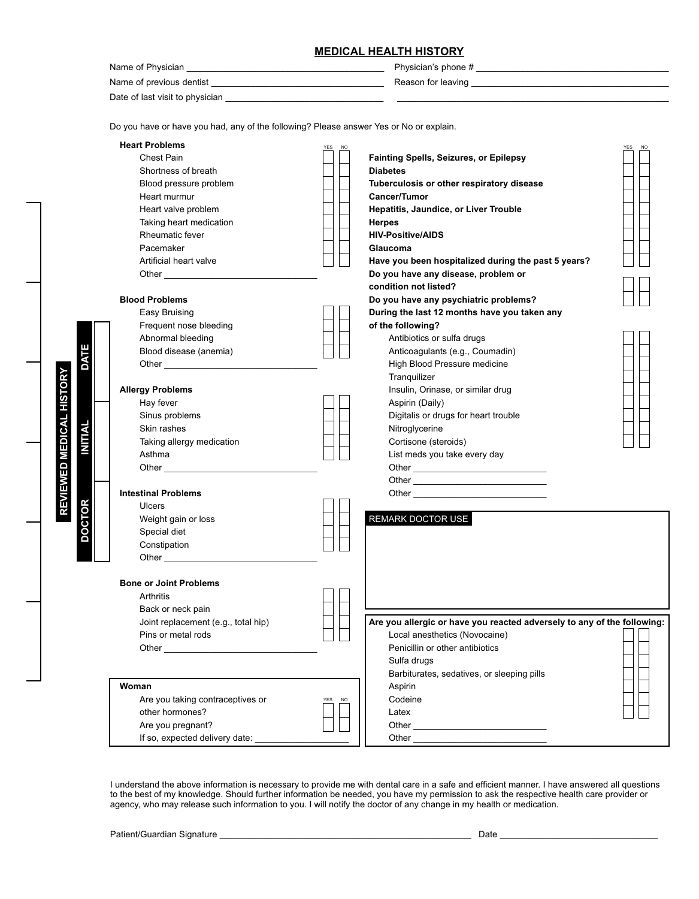## MEDICAL HEALTH HISTORY

Name of Physician ______________________ Physician's phone # ______________________

Name of previous dentist ______________________ Reason for leaving ______________________

Date of last visit to physician ______________________ ______________________

Do you have or have you had, any of the following? Please answer Yes or No or explain.

| | YES | NO |
|---|---|---|
| **Heart Problems** | | |
| Chest Pain | | |
| Shortness of breath | | |
| Blood pressure problem | | |
| Heart murmur | | |
| Heart valve problem | | |
| Taking heart medication | | |
| Rheumatic fever | | |
| Pacemaker | | |
| Artificial heart valve | | |
| Other ______________________ | | |
| **Blood Problems** | | |
| Easy Bruising | | |
| Frequent nose bleeding | | |
| Abnormal bleeding | | |
| Blood disease (anemia) | | |
| Other ______________________ | | |
| **Allergy Problems** | | |
| Hay fever | | |
| Sinus problems | | |
| Skin rashes | | |
| Taking allergy medication | | |
| Asthma | | |
| Other ______________________ | | |
| **Intestinal Problems** | | |
| Ulcers | | |
| Weight gain or loss | | |
| Special diet | | |
| Constipation | | |
| Other ______________________ | | |
| **Bone or Joint Problems** | | |
| Arthritis | | |
| Back or neck pain | | |
| Joint replacement (e.g., total hip) | | |
| Pins or metal rods | | |
| Other ______________________ | | |

**Woman**

| | YES | NO |
|---|---|---|
| Are you taking contraceptives or other hormones? | | |
| Are you pregnant? | | |
| If so, expected delivery date: ______________________ | | |

| | YES | NO |
|---|---|---|
| **Fainting Spells, Seizures, or Epilepsy** | | |
| **Diabetes** | | |
| **Tuberculosis or other respiratory disease** | | |
| **Cancer/Tumor** | | |
| **Hepatitis, Jaundice, or Liver Trouble** | | |
| **Herpes** | | |
| **HIV-Positive/AIDS** | | |
| **Glaucoma** | | |
| **Have you been hospitalized during the past 5 years?** | | |
| **Do you have any disease, problem or condition not listed?** | | |
| **Do you have any psychiatric problems?** | | |
| **During the last 12 months have you taken any of the following?** | | |
| Antibiotics or sulfa drugs | | |
| Anticoagulants (e.g., Coumadin) | | |
| High Blood Pressure medicine | | |
| Tranquilizer | | |
| Insulin, Orinase, or similar drug | | |
| Aspirin (Daily) | | |
| Digitalis or drugs for heart trouble | | |
| Nitroglycerine | | |
| Cortisone (steroids) | | |
| List meds you take every day | | |
| Other ______________________ | | |
| Other ______________________ | | |
| Other ______________________ | | |

**REMARK DOCTOR USE**

**Are you allergic or have you reacted adversely to any of the following:**

| | | |
|---|---|---|
| Local anesthetics (Novocaine) | | |
| Penicillin or other antibiotics | | |
| Sulfa drugs | | |
| Barbiturates, sedatives, or sleeping pills | | |
| Aspirin | | |
| Codeine | | |
| Latex | | |
| Other ______________________ | | |
| Other ______________________ | | |

**REVIEWED MEDICAL HISTORY**

| DOCTOR | INITIAL | DATE |
|---|---|---|
| | | |

I understand the above information is necessary to provide me with dental care in a safe and efficient manner. I have answered all questions to the best of my knowledge. Should further information be needed, you have my permission to ask the respective health care provider or agency, who may release such information to you. I will notify the doctor of any change in my health or medication.

Patient/Guardian Signature ______________________ Date ______________________